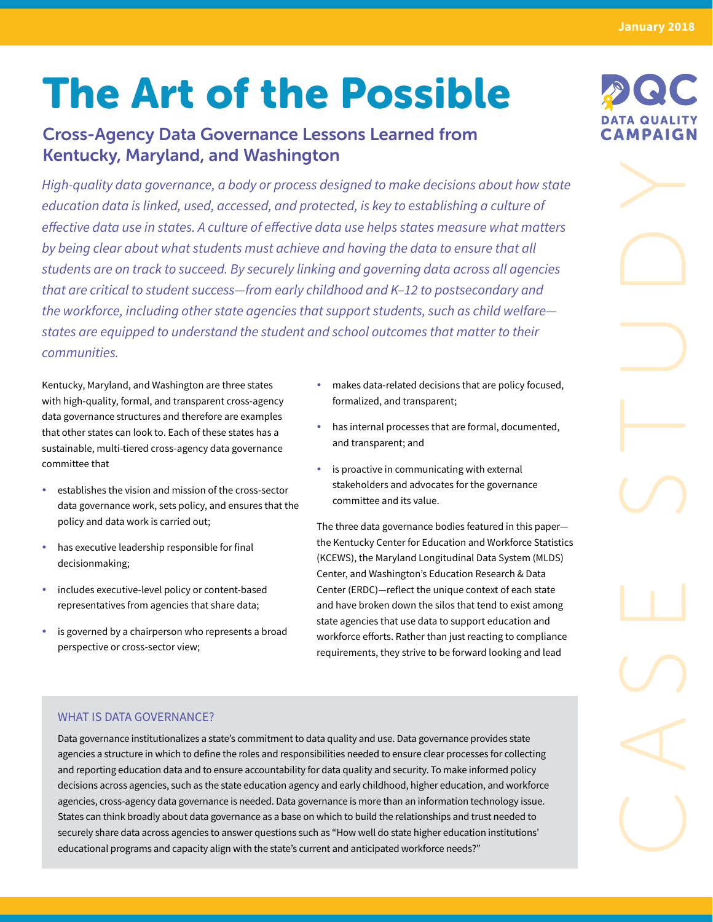# The Art of the Possible

## Cross-Agency Data Governance Lessons Learned from Kentucky, Maryland, and Washington

*High-quality data governance, a body or process designed to make decisions about how state education data is linked, used, accessed, and protected, is key to establishing a culture of effective data use in states. A culture of effective data use helps states measure what matters by being clear about what students must achieve and having the data to ensure that all students are on track to succeed. By securely linking and governing data across all agencies that are critical to student success—from early childhood and K–12 to postsecondary and the workforce, including other state agencies that support students, such as child welfare—states are equipped to understand the student and school outcomes that matter to their communities.*

Kentucky, Maryland, and Washington are three states with high-quality, formal, and transparent cross-agency data governance structures and therefore are examples that other states can look to. Each of these states has a sustainable, multi-tiered cross-agency data governance committee that

- establishes the vision and mission of the cross-sector data governance work, sets policy, and ensures that the policy and data work is carried out;
- has executive leadership responsible for final decisionmaking;
- includes executive-level policy or content-based representatives from agencies that share data;
- is governed by a chairperson who represents a broad perspective or cross-sector view;
- makes data-related decisions that are policy focused, formalized, and transparent;
- has internal processes that are formal, documented, and transparent; and
- is proactive in communicating with external stakeholders and advocates for the governance committee and its value.

The three data governance bodies featured in this paper—the Kentucky Center for Education and Workforce Statistics (KCEWS), the Maryland Longitudinal Data System (MLDS) Center, and Washington's Education Research & Data Center (ERDC)—reflect the unique context of each state and have broken down the silos that tend to exist among state agencies that use data to support education and workforce efforts. Rather than just reacting to compliance requirements, they strive to be forward looking and lead

### WHAT IS DATA GOVERNANCE?

Data governance institutionalizes a state's commitment to data quality and use. Data governance provides state agencies a structure in which to define the roles and responsibilities needed to ensure clear processes for collecting and reporting education data and to ensure accountability for data quality and security. To make informed policy decisions across agencies, such as the state education agency and early childhood, higher education, and workforce agencies, cross-agency data governance is needed. Data governance is more than an information technology issue. States can think broadly about data governance as a base on which to build the relationships and trust needed to securely share data across agencies to answer questions such as "How well do state higher education institutions' educational programs and capacity align with the state's current and anticipated workforce needs?"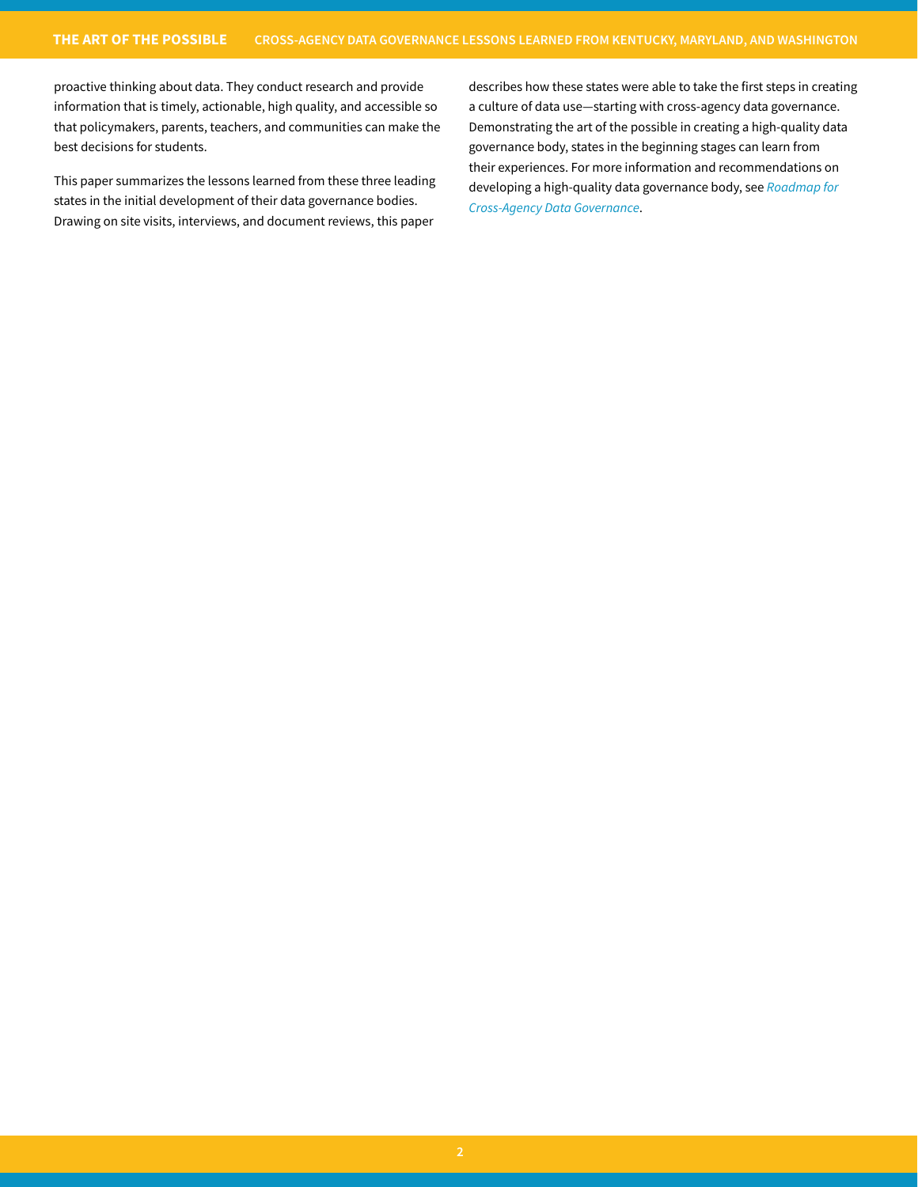proactive thinking about data. They conduct research and provide information that is timely, actionable, high quality, and accessible so that policymakers, parents, teachers, and communities can make the best decisions for students.

This paper summarizes the lessons learned from these three leading states in the initial development of their data governance bodies. Drawing on site visits, interviews, and document reviews, this paper describes how these states were able to take the first steps in creating a culture of data use—starting with cross-agency data governance. Demonstrating the art of the possible in creating a high-quality data governance body, states in the beginning stages can learn from their experiences. For more information and recommendations on developing a high-quality data governance body, see *Roadmap for Cross-Agency Data Governance*.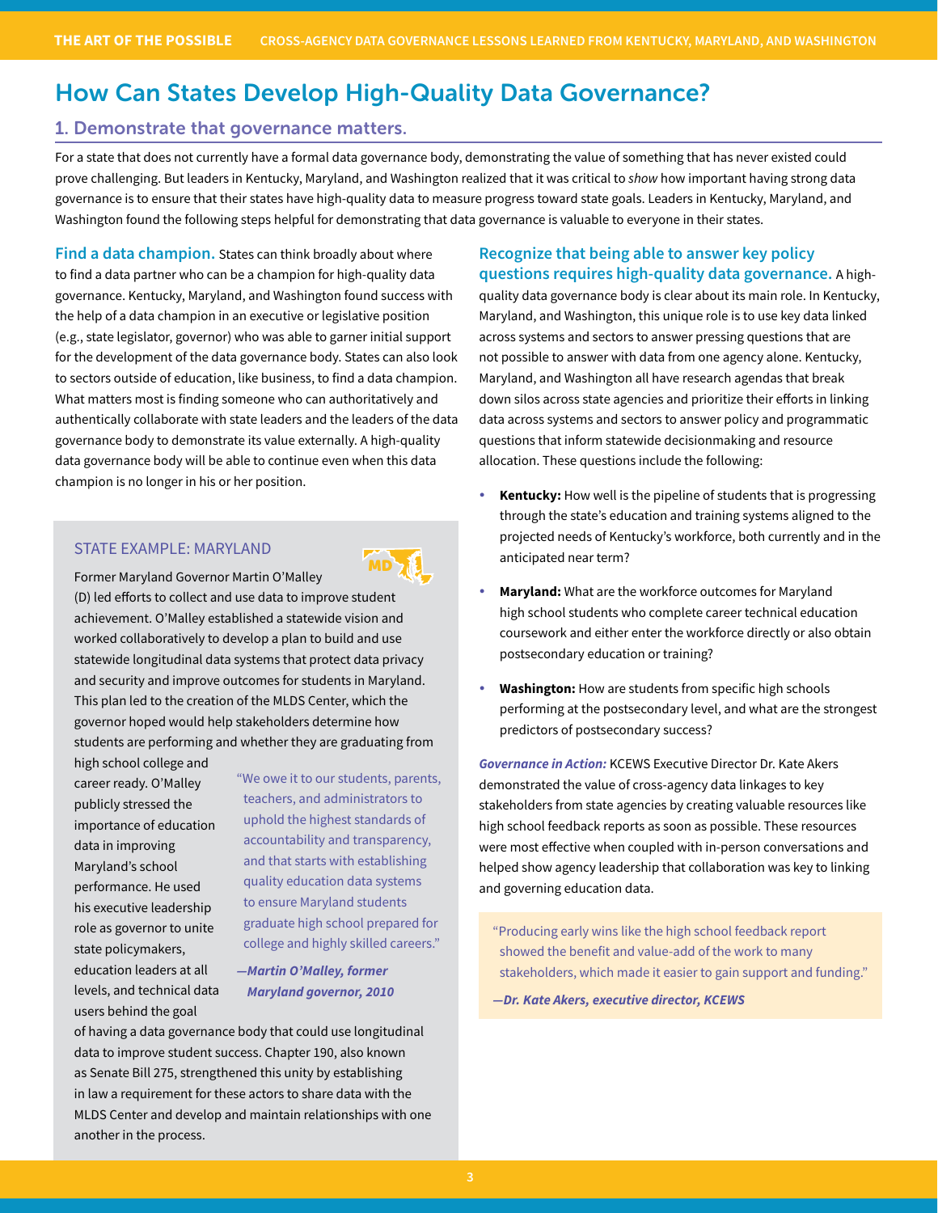# How Can States Develop High-Quality Data Governance?

## 1. Demonstrate that governance matters.

For a state that does not currently have a formal data governance body, demonstrating the value of something that has never existed could prove challenging. But leaders in Kentucky, Maryland, and Washington realized that it was critical to *show* how important having strong data governance is to ensure that their states have high-quality data to measure progress toward state goals. Leaders in Kentucky, Maryland, and Washington found the following steps helpful for demonstrating that data governance is valuable to everyone in their states.

**Find a data champion.** States can think broadly about where to find a data partner who can be a champion for high-quality data governance. Kentucky, Maryland, and Washington found success with the help of a data champion in an executive or legislative position (e.g., state legislator, governor) who was able to garner initial support for the development of the data governance body. States can also look to sectors outside of education, like business, to find a data champion. What matters most is finding someone who can authoritatively and authentically collaborate with state leaders and the leaders of the data governance body to demonstrate its value externally. A high-quality data governance body will be able to continue even when this data champion is no longer in his or her position.

### STATE EXAMPLE: MARYLAND

Former Maryland Governor Martin O'Malley (D) led efforts to collect and use data to improve student achievement. O'Malley established a statewide vision and worked collaboratively to develop a plan to build and use statewide longitudinal data systems that protect data privacy and security and improve outcomes for students in Maryland. This plan led to the creation of the MLDS Center, which the governor hoped would help stakeholders determine how students are performing and whether they are graduating from high school college and career ready. O'Malley publicly stressed the importance of education data in improving Maryland's school performance. He used his executive leadership role as governor to unite state policymakers, education leaders at all levels, and technical data users behind the goal of having a data governance body that could use longitudinal data to improve student success. Chapter 190, also known as Senate Bill 275, strengthened this unity by establishing in law a requirement for these actors to share data with the MLDS Center and develop and maintain relationships with one another in the process.

> "We owe it to our students, parents, teachers, and administrators to uphold the highest standards of accountability and transparency, and that starts with establishing quality education data systems to ensure Maryland students graduate high school prepared for college and highly skilled careers."
>
> ***—Martin O'Malley, former Maryland governor, 2010***

**Recognize that being able to answer key policy questions requires high-quality data governance.** A high-quality data governance body is clear about its main role. In Kentucky, Maryland, and Washington, this unique role is to use key data linked across systems and sectors to answer pressing questions that are not possible to answer with data from one agency alone. Kentucky, Maryland, and Washington all have research agendas that break down silos across state agencies and prioritize their efforts in linking data across systems and sectors to answer policy and programmatic questions that inform statewide decisionmaking and resource allocation. These questions include the following:

- **Kentucky:** How well is the pipeline of students that is progressing through the state's education and training systems aligned to the projected needs of Kentucky's workforce, both currently and in the anticipated near term?
- **Maryland:** What are the workforce outcomes for Maryland high school students who complete career technical education coursework and either enter the workforce directly or also obtain postsecondary education or training?
- **Washington:** How are students from specific high schools performing at the postsecondary level, and what are the strongest predictors of postsecondary success?

***Governance in Action:*** KCEWS Executive Director Dr. Kate Akers demonstrated the value of cross-agency data linkages to key stakeholders from state agencies by creating valuable resources like high school feedback reports as soon as possible. These resources were most effective when coupled with in-person conversations and helped show agency leadership that collaboration was key to linking and governing education data.

> "Producing early wins like the high school feedback report showed the benefit and value-add of the work to many stakeholders, which made it easier to gain support and funding."
>
> ***—Dr. Kate Akers, executive director, KCEWS***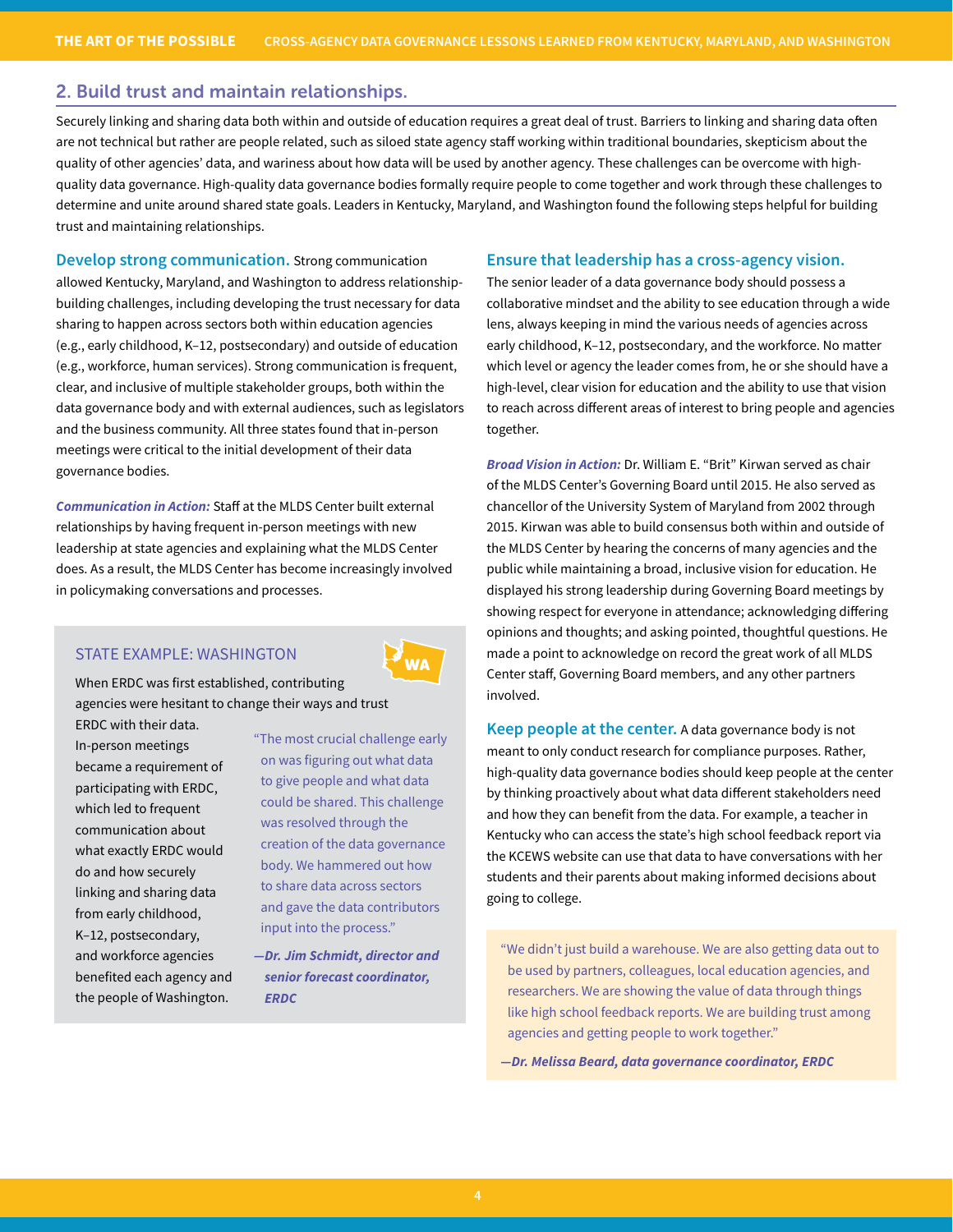## 2. Build trust and maintain relationships.

Securely linking and sharing data both within and outside of education requires a great deal of trust. Barriers to linking and sharing data often are not technical but rather are people related, such as siloed state agency staff working within traditional boundaries, skepticism about the quality of other agencies' data, and wariness about how data will be used by another agency. These challenges can be overcome with high-quality data governance. High-quality data governance bodies formally require people to come together and work through these challenges to determine and unite around shared state goals. Leaders in Kentucky, Maryland, and Washington found the following steps helpful for building trust and maintaining relationships.

**Develop strong communication.** Strong communication allowed Kentucky, Maryland, and Washington to address relationship-building challenges, including developing the trust necessary for data sharing to happen across sectors both within education agencies (e.g., early childhood, K–12, postsecondary) and outside of education (e.g., workforce, human services). Strong communication is frequent, clear, and inclusive of multiple stakeholder groups, both within the data governance body and with external audiences, such as legislators and the business community. All three states found that in-person meetings were critical to the initial development of their data governance bodies.

***Communication in Action:*** Staff at the MLDS Center built external relationships by having frequent in-person meetings with new leadership at state agencies and explaining what the MLDS Center does. As a result, the MLDS Center has become increasingly involved in policymaking conversations and processes.

### STATE EXAMPLE: WASHINGTON

When ERDC was first established, contributing agencies were hesitant to change their ways and trust ERDC with their data. In-person meetings became a requirement of participating with ERDC, which led to frequent communication about what exactly ERDC would do and how securely linking and sharing data from early childhood, K–12, postsecondary, and workforce agencies benefited each agency and the people of Washington.

> "The most crucial challenge early on was figuring out what data to give people and what data could be shared. This challenge was resolved through the creation of the data governance body. We hammered out how to share data across sectors and gave the data contributors input into the process."
>
> ***—Dr. Jim Schmidt, director and senior forecast coordinator, ERDC***

**Ensure that leadership has a cross-agency vision.** The senior leader of a data governance body should possess a collaborative mindset and the ability to see education through a wide lens, always keeping in mind the various needs of agencies across early childhood, K–12, postsecondary, and the workforce. No matter which level or agency the leader comes from, he or she should have a high-level, clear vision for education and the ability to use that vision to reach across different areas of interest to bring people and agencies together.

***Broad Vision in Action:*** Dr. William E. "Brit" Kirwan served as chair of the MLDS Center's Governing Board until 2015. He also served as chancellor of the University System of Maryland from 2002 through 2015. Kirwan was able to build consensus both within and outside of the MLDS Center by hearing the concerns of many agencies and the public while maintaining a broad, inclusive vision for education. He displayed his strong leadership during Governing Board meetings by showing respect for everyone in attendance; acknowledging differing opinions and thoughts; and asking pointed, thoughtful questions. He made a point to acknowledge on record the great work of all MLDS Center staff, Governing Board members, and any other partners involved.

**Keep people at the center.** A data governance body is not meant to only conduct research for compliance purposes. Rather, high-quality data governance bodies should keep people at the center by thinking proactively about what data different stakeholders need and how they can benefit from the data. For example, a teacher in Kentucky who can access the state's high school feedback report via the KCEWS website can use that data to have conversations with her students and their parents about making informed decisions about going to college.

> "We didn't just build a warehouse. We are also getting data out to be used by partners, colleagues, local education agencies, and researchers. We are showing the value of data through things like high school feedback reports. We are building trust among agencies and getting people to work together."
>
> ***—Dr. Melissa Beard, data governance coordinator, ERDC***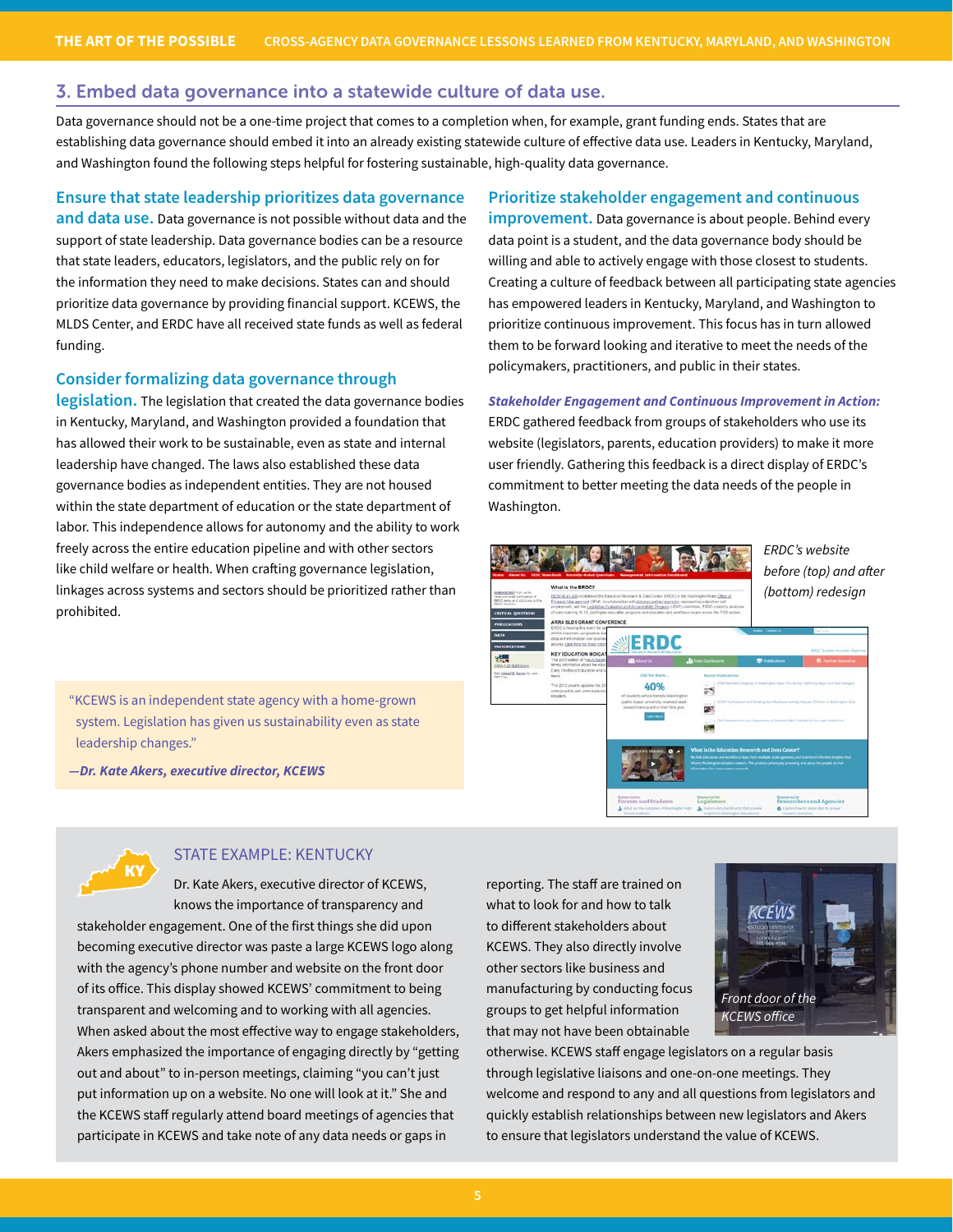## 3. Embed data governance into a statewide culture of data use.

Data governance should not be a one-time project that comes to a completion when, for example, grant funding ends. States that are establishing data governance should embed it into an already existing statewide culture of effective data use. Leaders in Kentucky, Maryland, and Washington found the following steps helpful for fostering sustainable, high-quality data governance.

**Ensure that state leadership prioritizes data governance and data use.** Data governance is not possible without data and the support of state leadership. Data governance bodies can be a resource that state leaders, educators, legislators, and the public rely on for the information they need to make decisions. States can and should prioritize data governance by providing financial support. KCEWS, the MLDS Center, and ERDC have all received state funds as well as federal funding.

**Consider formalizing data governance through legislation.** The legislation that created the data governance bodies in Kentucky, Maryland, and Washington provided a foundation that has allowed their work to be sustainable, even as state and internal leadership have changed. The laws also established these data governance bodies as independent entities. They are not housed within the state department of education or the state department of labor. This independence allows for autonomy and the ability to work freely across the entire education pipeline and with other sectors like child welfare or health. When crafting governance legislation, linkages across systems and sectors should be prioritized rather than prohibited.

> "KCEWS is an independent state agency with a home-grown system. Legislation has given us sustainability even as state leadership changes."
>
> ***—Dr. Kate Akers, executive director, KCEWS***

**Prioritize stakeholder engagement and continuous improvement.** Data governance is about people. Behind every data point is a student, and the data governance body should be willing and able to actively engage with those closest to students. Creating a culture of feedback between all participating state agencies has empowered leaders in Kentucky, Maryland, and Washington to prioritize continuous improvement. This focus has in turn allowed them to be forward looking and iterative to meet the needs of the policymakers, practitioners, and public in their states.

***Stakeholder Engagement and Continuous Improvement in Action:*** ERDC gathered feedback from groups of stakeholders who use its website (legislators, parents, education providers) to make it more user friendly. Gathering this feedback is a direct display of ERDC's commitment to better meeting the data needs of the people in Washington.

*ERDC's website before (top) and after (bottom) redesign*

### STATE EXAMPLE: KENTUCKY

Dr. Kate Akers, executive director of KCEWS, knows the importance of transparency and stakeholder engagement. One of the first things she did upon becoming executive director was paste a large KCEWS logo along with the agency's phone number and website on the front door of its office. This display showed KCEWS' commitment to being transparent and welcoming and to working with all agencies. When asked about the most effective way to engage stakeholders, Akers emphasized the importance of engaging directly by "getting out and about" to in-person meetings, claiming "you can't just put information up on a website. No one will look at it." She and the KCEWS staff regularly attend board meetings of agencies that participate in KCEWS and take note of any data needs or gaps in reporting. The staff are trained on what to look for and how to talk to different stakeholders about KCEWS. They also directly involve other sectors like business and manufacturing by conducting focus groups to get helpful information that may not have been obtainable otherwise. KCEWS staff engage legislators on a regular basis through legislative liaisons and one-on-one meetings. They welcome and respond to any and all questions from legislators and quickly establish relationships between new legislators and Akers to ensure that legislators understand the value of KCEWS.

*Front door of the KCEWS office*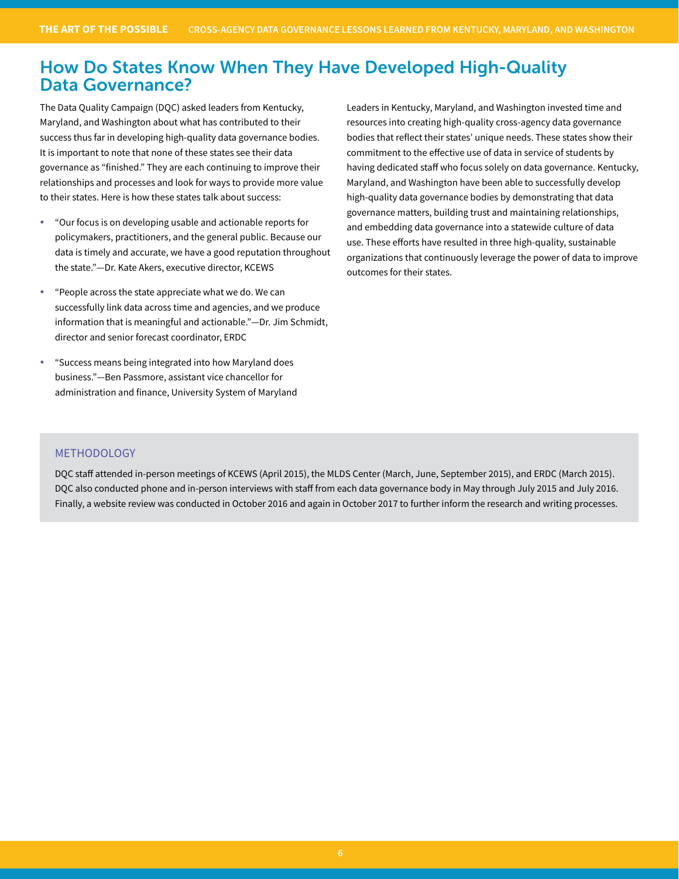## How Do States Know When They Have Developed High-Quality Data Governance?

The Data Quality Campaign (DQC) asked leaders from Kentucky, Maryland, and Washington about what has contributed to their success thus far in developing high-quality data governance bodies. It is important to note that none of these states see their data governance as "finished." They are each continuing to improve their relationships and processes and look for ways to provide more value to their states. Here is how these states talk about success:

- "Our focus is on developing usable and actionable reports for policymakers, practitioners, and the general public. Because our data is timely and accurate, we have a good reputation throughout the state."—Dr. Kate Akers, executive director, KCEWS
- "People across the state appreciate what we do. We can successfully link data across time and agencies, and we produce information that is meaningful and actionable."—Dr. Jim Schmidt, director and senior forecast coordinator, ERDC
- "Success means being integrated into how Maryland does business."—Ben Passmore, assistant vice chancellor for administration and finance, University System of Maryland

Leaders in Kentucky, Maryland, and Washington invested time and resources into creating high-quality cross-agency data governance bodies that reflect their states' unique needs. These states show their commitment to the effective use of data in service of students by having dedicated staff who focus solely on data governance. Kentucky, Maryland, and Washington have been able to successfully develop high-quality data governance bodies by demonstrating that data governance matters, building trust and maintaining relationships, and embedding data governance into a statewide culture of data use. These efforts have resulted in three high-quality, sustainable organizations that continuously leverage the power of data to improve outcomes for their states.

### METHODOLOGY

DQC staff attended in-person meetings of KCEWS (April 2015), the MLDS Center (March, June, September 2015), and ERDC (March 2015). DQC also conducted phone and in-person interviews with staff from each data governance body in May through July 2015 and July 2016. Finally, a website review was conducted in October 2016 and again in October 2017 to further inform the research and writing processes.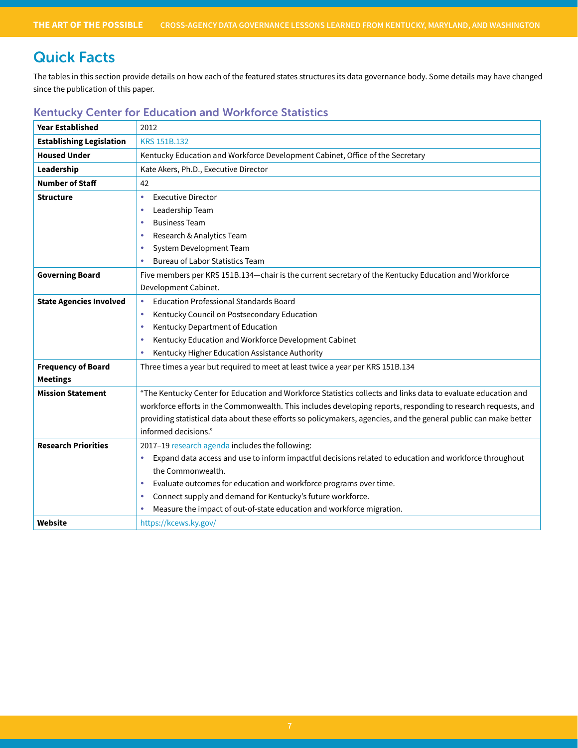# Quick Facts

The tables in this section provide details on how each of the featured states structures its data governance body. Some details may have changed since the publication of this paper.

## Kentucky Center for Education and Workforce Statistics

| | |
|---|---|
| **Year Established** | 2012 |
| **Establishing Legislation** | KRS 151B.132 |
| **Housed Under** | Kentucky Education and Workforce Development Cabinet, Office of the Secretary |
| **Leadership** | Kate Akers, Ph.D., Executive Director |
| **Number of Staff** | 42 |
| **Structure** | • Executive Director<br>• Leadership Team<br>• Business Team<br>• Research & Analytics Team<br>• System Development Team<br>• Bureau of Labor Statistics Team |
| **Governing Board** | Five members per KRS 151B.134—chair is the current secretary of the Kentucky Education and Workforce Development Cabinet. |
| **State Agencies Involved** | • Education Professional Standards Board<br>• Kentucky Council on Postsecondary Education<br>• Kentucky Department of Education<br>• Kentucky Education and Workforce Development Cabinet<br>• Kentucky Higher Education Assistance Authority |
| **Frequency of Board Meetings** | Three times a year but required to meet at least twice a year per KRS 151B.134 |
| **Mission Statement** | "The Kentucky Center for Education and Workforce Statistics collects and links data to evaluate education and workforce efforts in the Commonwealth. This includes developing reports, responding to research requests, and providing statistical data about these efforts so policymakers, agencies, and the general public can make better informed decisions." |
| **Research Priorities** | 2017–19 research agenda includes the following:<br>• Expand data access and use to inform impactful decisions related to education and workforce throughout the Commonwealth.<br>• Evaluate outcomes for education and workforce programs over time.<br>• Connect supply and demand for Kentucky's future workforce.<br>• Measure the impact of out-of-state education and workforce migration. |
| **Website** | https://kcews.ky.gov/ |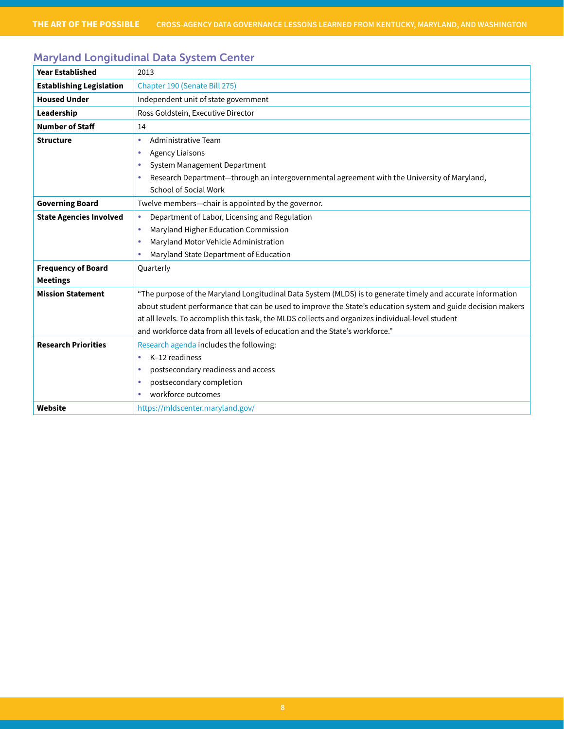## Maryland Longitudinal Data System Center

| | |
|---|---|
| **Year Established** | 2013 |
| **Establishing Legislation** | Chapter 190 (Senate Bill 275) |
| **Housed Under** | Independent unit of state government |
| **Leadership** | Ross Goldstein, Executive Director |
| **Number of Staff** | 14 |
| **Structure** | • Administrative Team<br>• Agency Liaisons<br>• System Management Department<br>• Research Department—through an intergovernmental agreement with the University of Maryland, School of Social Work |
| **Governing Board** | Twelve members—chair is appointed by the governor. |
| **State Agencies Involved** | • Department of Labor, Licensing and Regulation<br>• Maryland Higher Education Commission<br>• Maryland Motor Vehicle Administration<br>• Maryland State Department of Education |
| **Frequency of Board Meetings** | Quarterly |
| **Mission Statement** | "The purpose of the Maryland Longitudinal Data System (MLDS) is to generate timely and accurate information about student performance that can be used to improve the State's education system and guide decision makers at all levels. To accomplish this task, the MLDS collects and organizes individual-level student and workforce data from all levels of education and the State's workforce." |
| **Research Priorities** | Research agenda includes the following:<br>• K–12 readiness<br>• postsecondary readiness and access<br>• postsecondary completion<br>• workforce outcomes |
| **Website** | https://mldscenter.maryland.gov/ |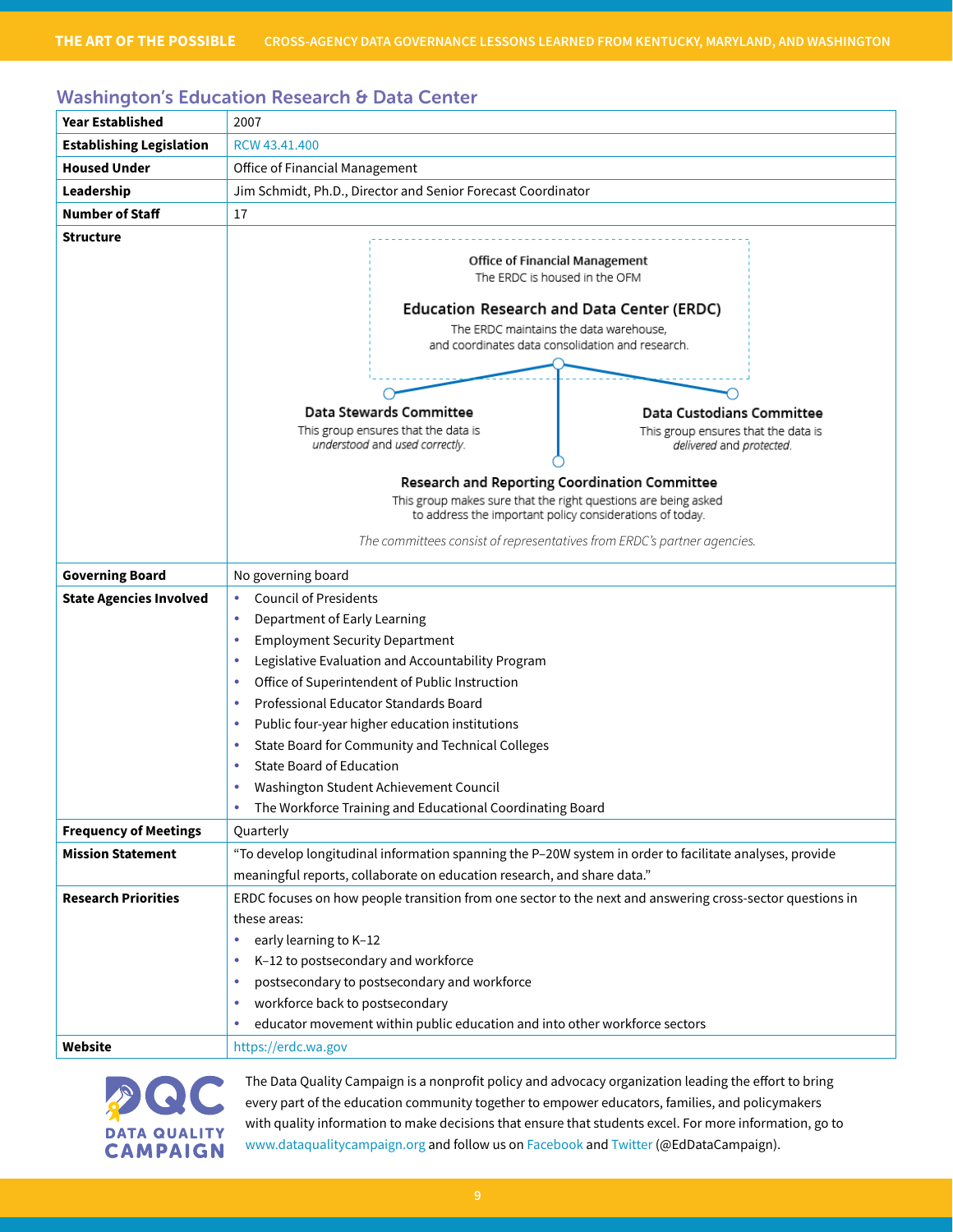## Washington's Education Research & Data Center

| | |
|---|---|
| **Year Established** | 2007 |
| **Establishing Legislation** | RCW 43.41.400 |
| **Housed Under** | Office of Financial Management |
| **Leadership** | Jim Schmidt, Ph.D., Director and Senior Forecast Coordinator |
| **Number of Staff** | 17 |
| **Structure** | **Office of Financial Management** The ERDC is housed in the OFM<br>**Education Research and Data Center (ERDC)** The ERDC maintains the data warehouse, and coordinates data consolidation and research.<br>**Data Stewards Committee** This group ensures that the data is *understood* and *used correctly*.<br>**Data Custodians Committee** This group ensures that the data is *delivered* and *protected*.<br>**Research and Reporting Coordination Committee** This group makes sure that the right questions are being asked to address the important policy considerations of today.<br>*The committees consist of representatives from ERDC's partner agencies.* |
| **Governing Board** | No governing board |
| **State Agencies Involved** | • Council of Presidents<br>• Department of Early Learning<br>• Employment Security Department<br>• Legislative Evaluation and Accountability Program<br>• Office of Superintendent of Public Instruction<br>• Professional Educator Standards Board<br>• Public four-year higher education institutions<br>• State Board for Community and Technical Colleges<br>• State Board of Education<br>• Washington Student Achievement Council<br>• The Workforce Training and Educational Coordinating Board |
| **Frequency of Meetings** | Quarterly |
| **Mission Statement** | "To develop longitudinal information spanning the P–20W system in order to facilitate analyses, provide meaningful reports, collaborate on education research, and share data." |
| **Research Priorities** | ERDC focuses on how people transition from one sector to the next and answering cross-sector questions in these areas:<br>• early learning to K–12<br>• K–12 to postsecondary and workforce<br>• postsecondary to postsecondary and workforce<br>• workforce back to postsecondary<br>• educator movement within public education and into other workforce sectors |
| **Website** | https://erdc.wa.gov |

DQC DATA QUALITY CAMPAIGN

The Data Quality Campaign is a nonprofit policy and advocacy organization leading the effort to bring every part of the education community together to empower educators, families, and policymakers with quality information to make decisions that ensure that students excel. For more information, go to www.dataqualitycampaign.org and follow us on Facebook and Twitter (@EdDataCampaign).